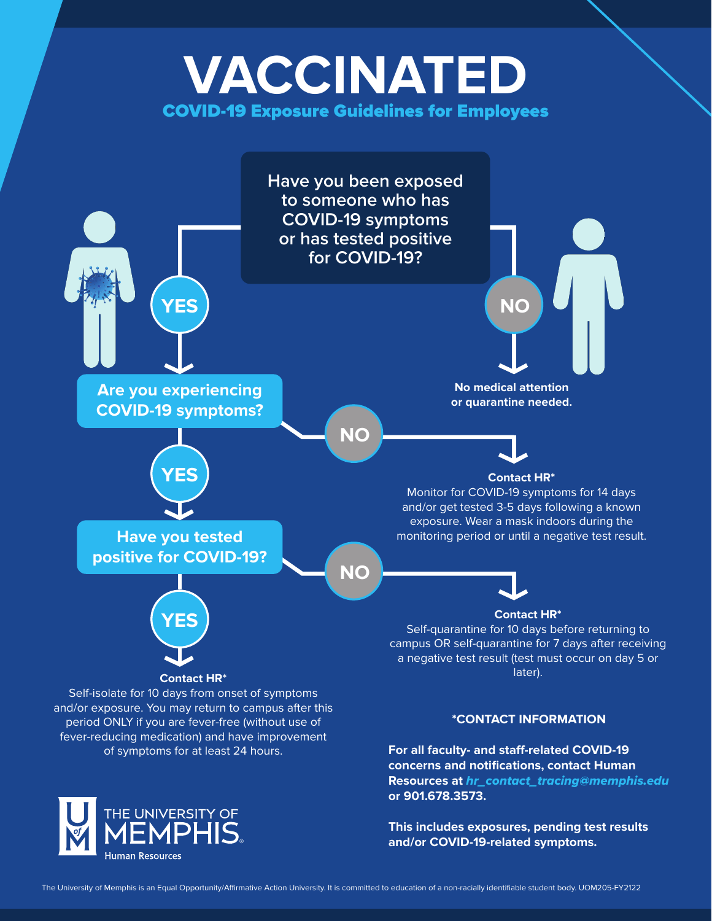# VACCINATED

## COVID-19 Exposure Guidelines for Employees

**Have you been exposed to someone who has COVID-19 symptoms or has tested positive for COVID-19?**

**NO**

**No medical attention or quarantine needed.**

**YES**

**Are you experiencing COVID-19 symptoms?**

**NO**

**Contact HR***

Monitor for COVID-19 symptoms for 14 days and/or get tested 3-5 days following a known exposure. Wear a mask indoors during the monitoring period or until a negative test result.

**YES**

**Have you tested positive for COVID-19?**

**NO**

**Contact HR***

Self-quarantine for 10 days before returning to campus OR self-quarantine for 7 days after receiving a negative test result (test must occur on day 5 or later).

**YES**

**Contact HR***

Self-isolate for 10 days from onset of symptoms and/or exposure. You may return to campus after this period ONLY if you are fever-free (without use of fever-reducing medication) and have improvement of symptoms for at least 24 hours.

### *CONTACT INFORMATION

**For all faculty- and staff-related COVID-19 concerns and notifications, contact Human Resources at *hr_contact_tracing@memphis.edu* or 901.678.3573.**

**This includes exposures, pending test results and/or COVID-19-related symptoms.**

THE UNIVERSITY OF MEMPHIS. Human Resources

The University of Memphis is an Equal Opportunity/Affirmative Action University. It is committed to education of a non-racially identifiable student body. UOM205-FY2122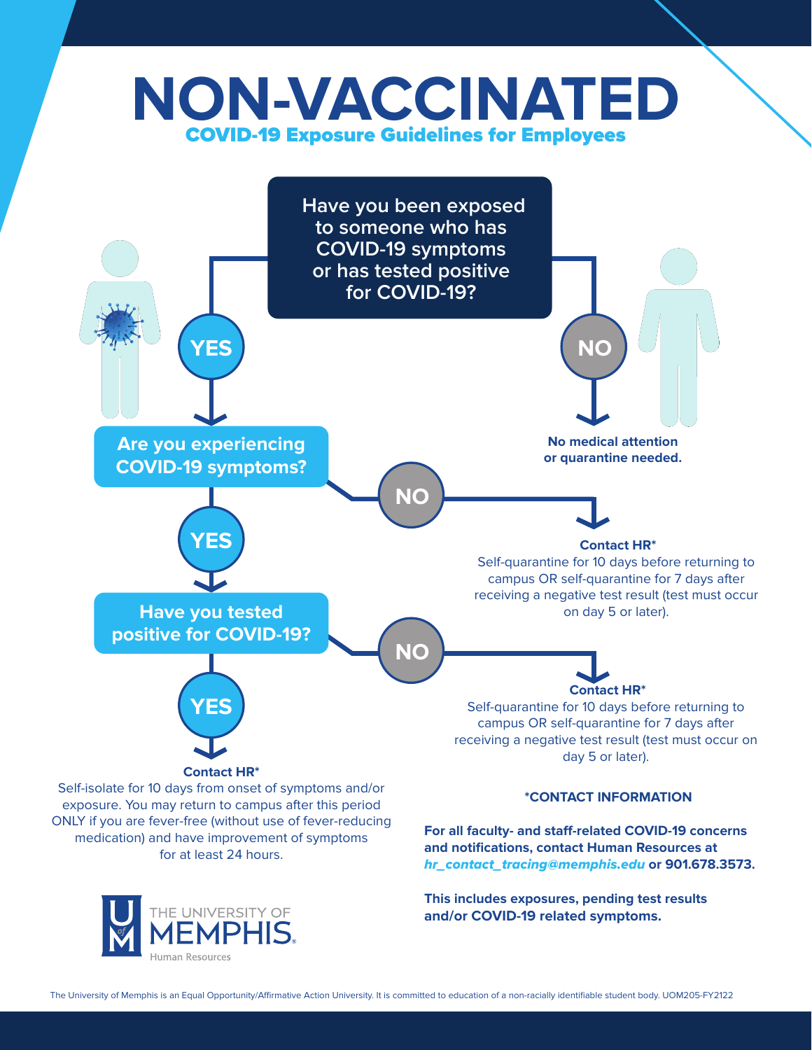# NON-VACCINATED

## COVID-19 Exposure Guidelines for Employees

**Have you been exposed to someone who has COVID-19 symptoms or has tested positive for COVID-19?**

**NO**

**No medical attention or quarantine needed.**

**YES**

**Are you experiencing COVID-19 symptoms?**

**NO**

**Contact HR***

Self-quarantine for 10 days before returning to campus OR self-quarantine for 7 days after receiving a negative test result (test must occur on day 5 or later).

**YES**

**Have you tested positive for COVID-19?**

**NO**

**Contact HR***

Self-quarantine for 10 days before returning to campus OR self-quarantine for 7 days after receiving a negative test result (test must occur on day 5 or later).

**YES**

**Contact HR***

Self-isolate for 10 days from onset of symptoms and/or exposure. You may return to campus after this period ONLY if you are fever-free (without use of fever-reducing medication) and have improvement of symptoms for at least 24 hours.

**\*CONTACT INFORMATION**

**For all faculty- and staff-related COVID-19 concerns and notifications, contact Human Resources at *hr_contact_tracing@memphis.edu* or 901.678.3573.**

**This includes exposures, pending test results and/or COVID-19 related symptoms.**

THE UNIVERSITY OF MEMPHIS. Human Resources

The University of Memphis is an Equal Opportunity/Affirmative Action University. It is committed to education of a non-racially identifiable student body. UOM205-FY2122